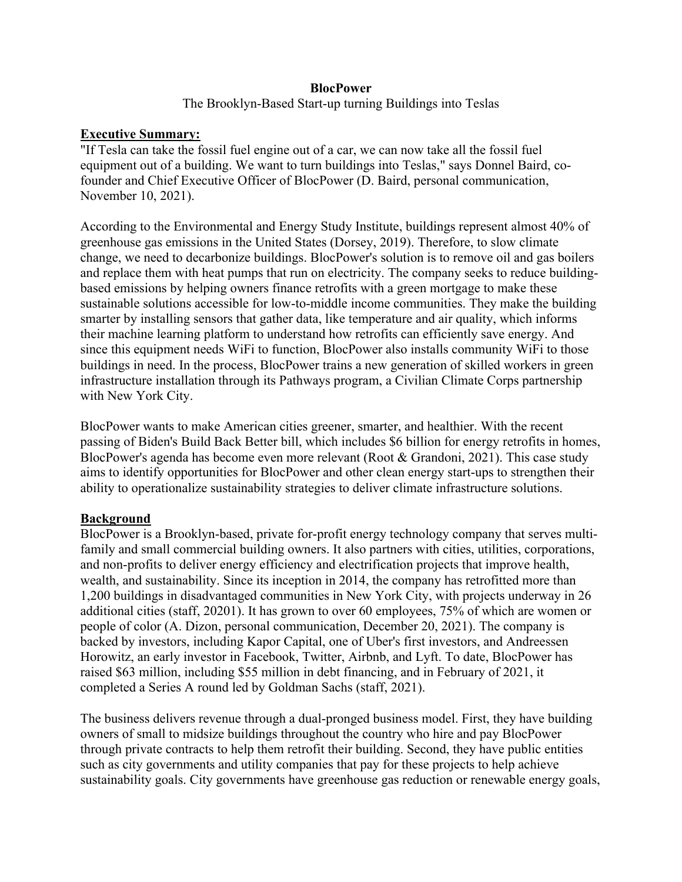# BlocPower

The Brooklyn-Based Start-up turning Buildings into Teslas

## Executive Summary:

"If Tesla can take the fossil fuel engine out of a car, we can now take all the fossil fuel equipment out of a building. We want to turn buildings into Teslas," says Donnel Baird, co-founder and Chief Executive Officer of BlocPower (D. Baird, personal communication, November 10, 2021).

According to the Environmental and Energy Study Institute, buildings represent almost 40% of greenhouse gas emissions in the United States (Dorsey, 2019). Therefore, to slow climate change, we need to decarbonize buildings. BlocPower's solution is to remove oil and gas boilers and replace them with heat pumps that run on electricity. The company seeks to reduce building-based emissions by helping owners finance retrofits with a green mortgage to make these sustainable solutions accessible for low-to-middle income communities. They make the building smarter by installing sensors that gather data, like temperature and air quality, which informs their machine learning platform to understand how retrofits can efficiently save energy. And since this equipment needs WiFi to function, BlocPower also installs community WiFi to those buildings in need. In the process, BlocPower trains a new generation of skilled workers in green infrastructure installation through its Pathways program, a Civilian Climate Corps partnership with New York City.

BlocPower wants to make American cities greener, smarter, and healthier. With the recent passing of Biden's Build Back Better bill, which includes $6 billion for energy retrofits in homes, BlocPower's agenda has become even more relevant (Root & Grandoni, 2021). This case study aims to identify opportunities for BlocPower and other clean energy start-ups to strengthen their ability to operationalize sustainability strategies to deliver climate infrastructure solutions.

## Background

BlocPower is a Brooklyn-based, private for-profit energy technology company that serves multi-family and small commercial building owners. It also partners with cities, utilities, corporations, and non-profits to deliver energy efficiency and electrification projects that improve health, wealth, and sustainability. Since its inception in 2014, the company has retrofitted more than 1,200 buildings in disadvantaged communities in New York City, with projects underway in 26 additional cities (staff, 20201). It has grown to over 60 employees, 75% of which are women or people of color (A. Dizon, personal communication, December 20, 2021). The company is backed by investors, including Kapor Capital, one of Uber's first investors, and Andreessen Horowitz, an early investor in Facebook, Twitter, Airbnb, and Lyft. To date, BlocPower has raised $63 million, including $55 million in debt financing, and in February of 2021, it completed a Series A round led by Goldman Sachs (staff, 2021).

The business delivers revenue through a dual-pronged business model. First, they have building owners of small to midsize buildings throughout the country who hire and pay BlocPower through private contracts to help them retrofit their building. Second, they have public entities such as city governments and utility companies that pay for these projects to help achieve sustainability goals. City governments have greenhouse gas reduction or renewable energy goals,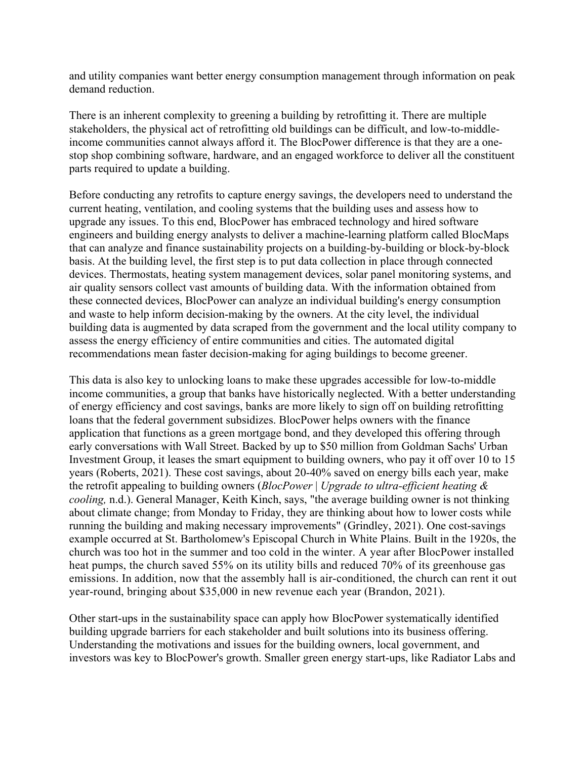and utility companies want better energy consumption management through information on peak demand reduction.

There is an inherent complexity to greening a building by retrofitting it. There are multiple stakeholders, the physical act of retrofitting old buildings can be difficult, and low-to-middle-income communities cannot always afford it. The BlocPower difference is that they are a one-stop shop combining software, hardware, and an engaged workforce to deliver all the constituent parts required to update a building.

Before conducting any retrofits to capture energy savings, the developers need to understand the current heating, ventilation, and cooling systems that the building uses and assess how to upgrade any issues. To this end, BlocPower has embraced technology and hired software engineers and building energy analysts to deliver a machine-learning platform called BlocMaps that can analyze and finance sustainability projects on a building-by-building or block-by-block basis. At the building level, the first step is to put data collection in place through connected devices. Thermostats, heating system management devices, solar panel monitoring systems, and air quality sensors collect vast amounts of building data. With the information obtained from these connected devices, BlocPower can analyze an individual building's energy consumption and waste to help inform decision-making by the owners. At the city level, the individual building data is augmented by data scraped from the government and the local utility company to assess the energy efficiency of entire communities and cities. The automated digital recommendations mean faster decision-making for aging buildings to become greener.

This data is also key to unlocking loans to make these upgrades accessible for low-to-middle income communities, a group that banks have historically neglected. With a better understanding of energy efficiency and cost savings, banks are more likely to sign off on building retrofitting loans that the federal government subsidizes. BlocPower helps owners with the finance application that functions as a green mortgage bond, and they developed this offering through early conversations with Wall Street. Backed by up to $50 million from Goldman Sachs' Urban Investment Group, it leases the smart equipment to building owners, who pay it off over 10 to 15 years (Roberts, 2021). These cost savings, about 20-40% saved on energy bills each year, make the retrofit appealing to building owners (*BlocPower | Upgrade to ultra-efficient heating & cooling,* n.d.). General Manager, Keith Kinch, says, "the average building owner is not thinking about climate change; from Monday to Friday, they are thinking about how to lower costs while running the building and making necessary improvements" (Grindley, 2021). One cost-savings example occurred at St. Bartholomew's Episcopal Church in White Plains. Built in the 1920s, the church was too hot in the summer and too cold in the winter. A year after BlocPower installed heat pumps, the church saved 55% on its utility bills and reduced 70% of its greenhouse gas emissions. In addition, now that the assembly hall is air-conditioned, the church can rent it out year-round, bringing about $35,000 in new revenue each year (Brandon, 2021).

Other start-ups in the sustainability space can apply how BlocPower systematically identified building upgrade barriers for each stakeholder and built solutions into its business offering. Understanding the motivations and issues for the building owners, local government, and investors was key to BlocPower's growth. Smaller green energy start-ups, like Radiator Labs and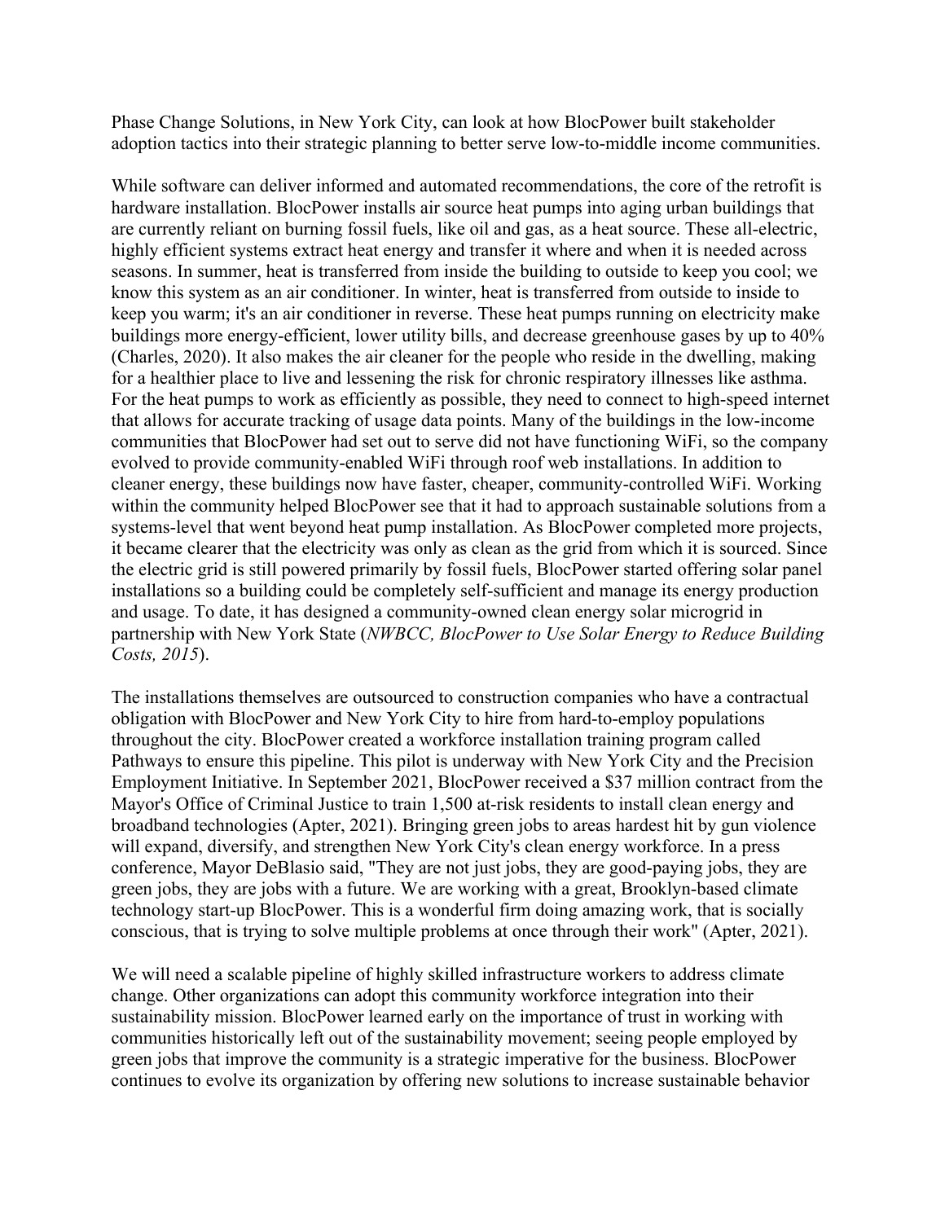Phase Change Solutions, in New York City, can look at how BlocPower built stakeholder adoption tactics into their strategic planning to better serve low-to-middle income communities.

While software can deliver informed and automated recommendations, the core of the retrofit is hardware installation. BlocPower installs air source heat pumps into aging urban buildings that are currently reliant on burning fossil fuels, like oil and gas, as a heat source. These all-electric, highly efficient systems extract heat energy and transfer it where and when it is needed across seasons. In summer, heat is transferred from inside the building to outside to keep you cool; we know this system as an air conditioner. In winter, heat is transferred from outside to inside to keep you warm; it's an air conditioner in reverse. These heat pumps running on electricity make buildings more energy-efficient, lower utility bills, and decrease greenhouse gases by up to 40% (Charles, 2020). It also makes the air cleaner for the people who reside in the dwelling, making for a healthier place to live and lessening the risk for chronic respiratory illnesses like asthma. For the heat pumps to work as efficiently as possible, they need to connect to high-speed internet that allows for accurate tracking of usage data points. Many of the buildings in the low-income communities that BlocPower had set out to serve did not have functioning WiFi, so the company evolved to provide community-enabled WiFi through roof web installations. In addition to cleaner energy, these buildings now have faster, cheaper, community-controlled WiFi. Working within the community helped BlocPower see that it had to approach sustainable solutions from a systems-level that went beyond heat pump installation. As BlocPower completed more projects, it became clearer that the electricity was only as clean as the grid from which it is sourced. Since the electric grid is still powered primarily by fossil fuels, BlocPower started offering solar panel installations so a building could be completely self-sufficient and manage its energy production and usage. To date, it has designed a community-owned clean energy solar microgrid in partnership with New York State (*NWBCC, BlocPower to Use Solar Energy to Reduce Building Costs, 2015*).

The installations themselves are outsourced to construction companies who have a contractual obligation with BlocPower and New York City to hire from hard-to-employ populations throughout the city. BlocPower created a workforce installation training program called Pathways to ensure this pipeline. This pilot is underway with New York City and the Precision Employment Initiative. In September 2021, BlocPower received a $37 million contract from the Mayor's Office of Criminal Justice to train 1,500 at-risk residents to install clean energy and broadband technologies (Apter, 2021). Bringing green jobs to areas hardest hit by gun violence will expand, diversify, and strengthen New York City's clean energy workforce. In a press conference, Mayor DeBlasio said, "They are not just jobs, they are good-paying jobs, they are green jobs, they are jobs with a future. We are working with a great, Brooklyn-based climate technology start-up BlocPower. This is a wonderful firm doing amazing work, that is socially conscious, that is trying to solve multiple problems at once through their work" (Apter, 2021).

We will need a scalable pipeline of highly skilled infrastructure workers to address climate change. Other organizations can adopt this community workforce integration into their sustainability mission. BlocPower learned early on the importance of trust in working with communities historically left out of the sustainability movement; seeing people employed by green jobs that improve the community is a strategic imperative for the business. BlocPower continues to evolve its organization by offering new solutions to increase sustainable behavior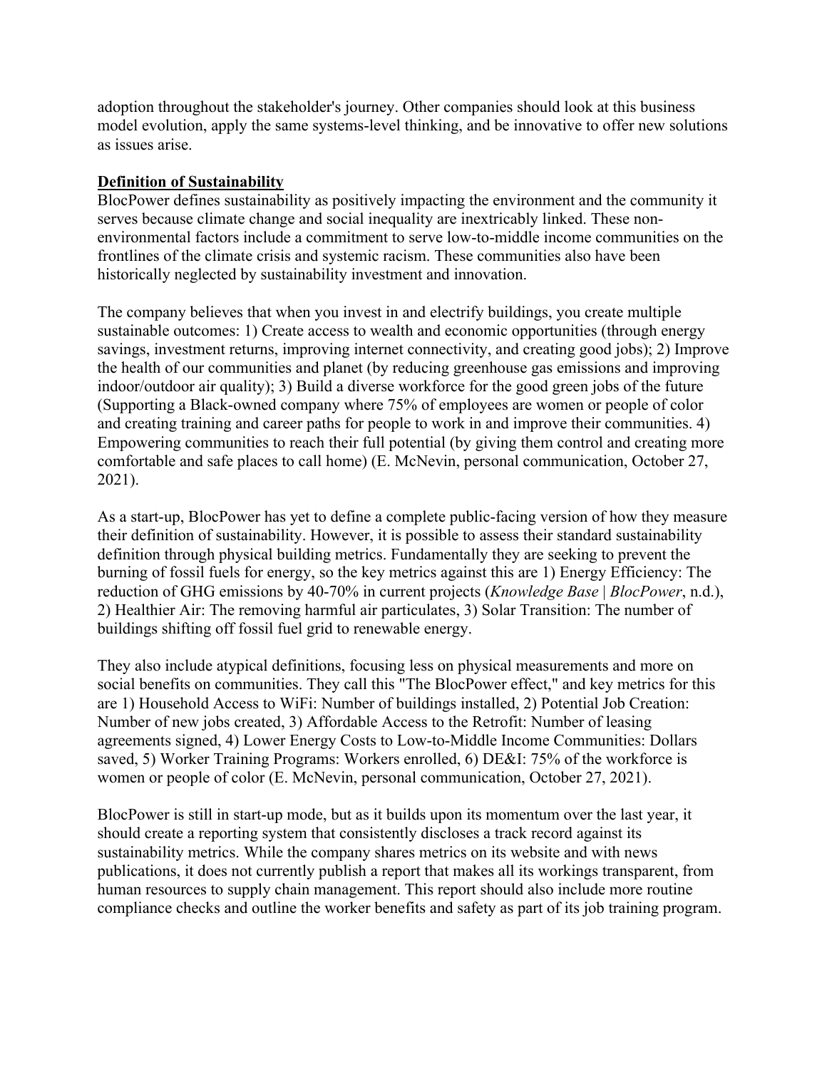adoption throughout the stakeholder's journey. Other companies should look at this business model evolution, apply the same systems-level thinking, and be innovative to offer new solutions as issues arise.

## Definition of Sustainability

BlocPower defines sustainability as positively impacting the environment and the community it serves because climate change and social inequality are inextricably linked. These non-environmental factors include a commitment to serve low-to-middle income communities on the frontlines of the climate crisis and systemic racism. These communities also have been historically neglected by sustainability investment and innovation.

The company believes that when you invest in and electrify buildings, you create multiple sustainable outcomes: 1) Create access to wealth and economic opportunities (through energy savings, investment returns, improving internet connectivity, and creating good jobs); 2) Improve the health of our communities and planet (by reducing greenhouse gas emissions and improving indoor/outdoor air quality); 3) Build a diverse workforce for the good green jobs of the future (Supporting a Black-owned company where 75% of employees are women or people of color and creating training and career paths for people to work in and improve their communities. 4) Empowering communities to reach their full potential (by giving them control and creating more comfortable and safe places to call home) (E. McNevin, personal communication, October 27, 2021).

As a start-up, BlocPower has yet to define a complete public-facing version of how they measure their definition of sustainability. However, it is possible to assess their standard sustainability definition through physical building metrics. Fundamentally they are seeking to prevent the burning of fossil fuels for energy, so the key metrics against this are 1) Energy Efficiency: The reduction of GHG emissions by 40-70% in current projects (*Knowledge Base | BlocPower*, n.d.), 2) Healthier Air: The removing harmful air particulates, 3) Solar Transition: The number of buildings shifting off fossil fuel grid to renewable energy.

They also include atypical definitions, focusing less on physical measurements and more on social benefits on communities. They call this "The BlocPower effect," and key metrics for this are 1) Household Access to WiFi: Number of buildings installed, 2) Potential Job Creation: Number of new jobs created, 3) Affordable Access to the Retrofit: Number of leasing agreements signed, 4) Lower Energy Costs to Low-to-Middle Income Communities: Dollars saved, 5) Worker Training Programs: Workers enrolled, 6) DE&I: 75% of the workforce is women or people of color (E. McNevin, personal communication, October 27, 2021).

BlocPower is still in start-up mode, but as it builds upon its momentum over the last year, it should create a reporting system that consistently discloses a track record against its sustainability metrics. While the company shares metrics on its website and with news publications, it does not currently publish a report that makes all its workings transparent, from human resources to supply chain management. This report should also include more routine compliance checks and outline the worker benefits and safety as part of its job training program.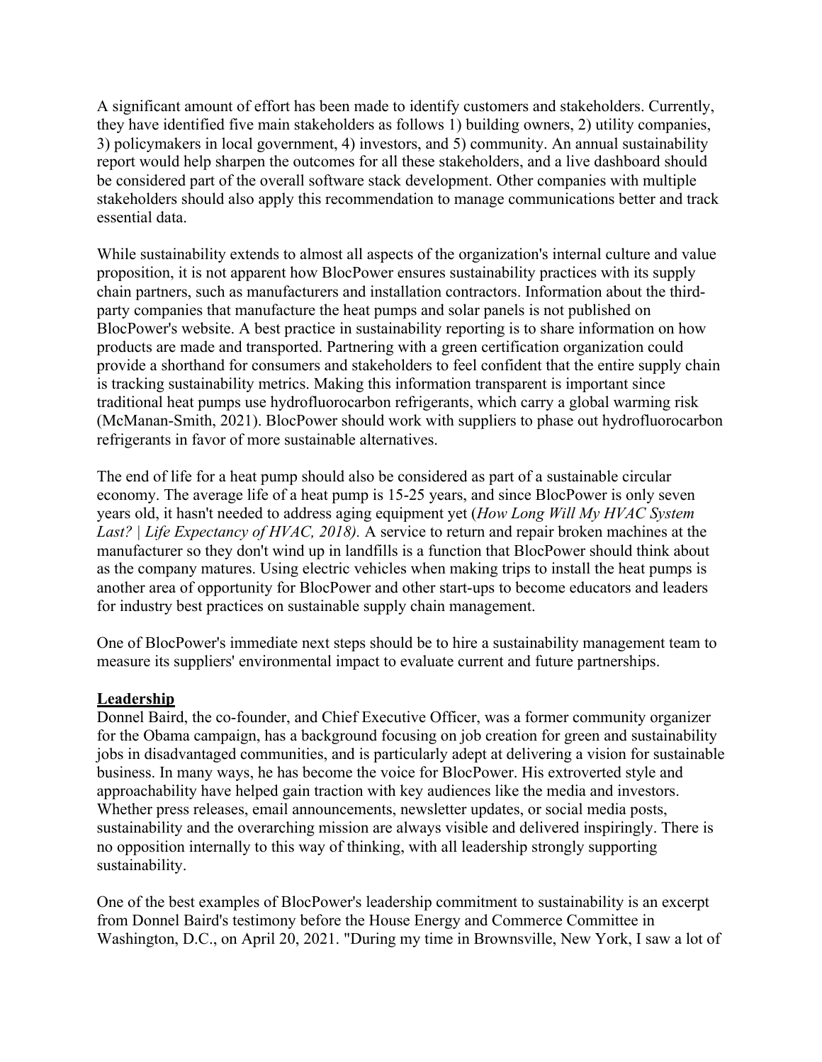A significant amount of effort has been made to identify customers and stakeholders. Currently, they have identified five main stakeholders as follows 1) building owners, 2) utility companies, 3) policymakers in local government, 4) investors, and 5) community. An annual sustainability report would help sharpen the outcomes for all these stakeholders, and a live dashboard should be considered part of the overall software stack development. Other companies with multiple stakeholders should also apply this recommendation to manage communications better and track essential data.

While sustainability extends to almost all aspects of the organization's internal culture and value proposition, it is not apparent how BlocPower ensures sustainability practices with its supply chain partners, such as manufacturers and installation contractors. Information about the third-party companies that manufacture the heat pumps and solar panels is not published on BlocPower's website. A best practice in sustainability reporting is to share information on how products are made and transported. Partnering with a green certification organization could provide a shorthand for consumers and stakeholders to feel confident that the entire supply chain is tracking sustainability metrics. Making this information transparent is important since traditional heat pumps use hydrofluorocarbon refrigerants, which carry a global warming risk (McManan-Smith, 2021). BlocPower should work with suppliers to phase out hydrofluorocarbon refrigerants in favor of more sustainable alternatives.

The end of life for a heat pump should also be considered as part of a sustainable circular economy. The average life of a heat pump is 15-25 years, and since BlocPower is only seven years old, it hasn't needed to address aging equipment yet (*How Long Will My HVAC System Last? | Life Expectancy of HVAC, 2018).* A service to return and repair broken machines at the manufacturer so they don't wind up in landfills is a function that BlocPower should think about as the company matures. Using electric vehicles when making trips to install the heat pumps is another area of opportunity for BlocPower and other start-ups to become educators and leaders for industry best practices on sustainable supply chain management.

One of BlocPower's immediate next steps should be to hire a sustainability management team to measure its suppliers' environmental impact to evaluate current and future partnerships.

## Leadership

Donnel Baird, the co-founder, and Chief Executive Officer, was a former community organizer for the Obama campaign, has a background focusing on job creation for green and sustainability jobs in disadvantaged communities, and is particularly adept at delivering a vision for sustainable business. In many ways, he has become the voice for BlocPower. His extroverted style and approachability have helped gain traction with key audiences like the media and investors. Whether press releases, email announcements, newsletter updates, or social media posts, sustainability and the overarching mission are always visible and delivered inspiringly. There is no opposition internally to this way of thinking, with all leadership strongly supporting sustainability.

One of the best examples of BlocPower's leadership commitment to sustainability is an excerpt from Donnel Baird's testimony before the House Energy and Commerce Committee in Washington, D.C., on April 20, 2021. "During my time in Brownsville, New York, I saw a lot of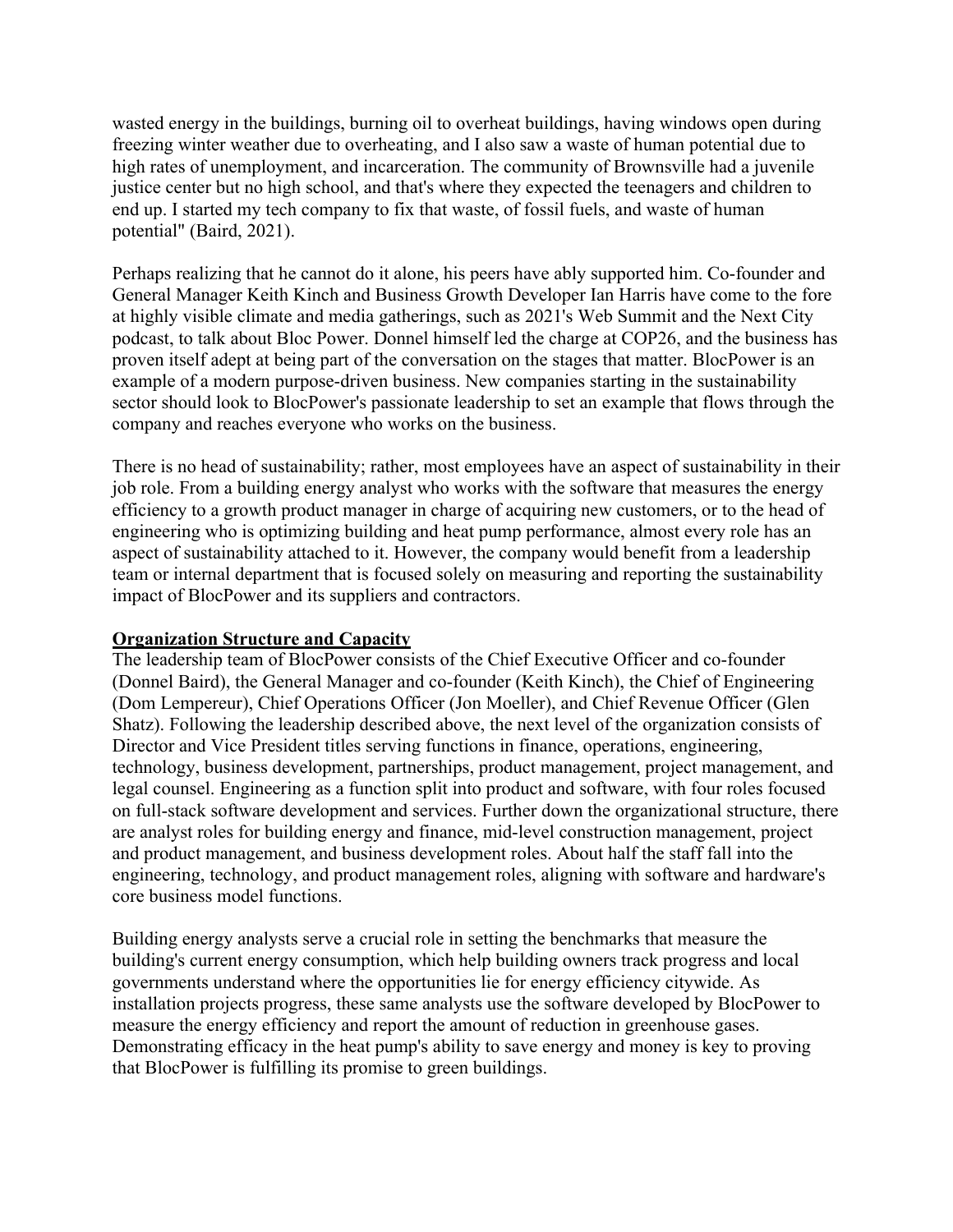wasted energy in the buildings, burning oil to overheat buildings, having windows open during freezing winter weather due to overheating, and I also saw a waste of human potential due to high rates of unemployment, and incarceration. The community of Brownsville had a juvenile justice center but no high school, and that's where they expected the teenagers and children to end up. I started my tech company to fix that waste, of fossil fuels, and waste of human potential" (Baird, 2021).

Perhaps realizing that he cannot do it alone, his peers have ably supported him. Co-founder and General Manager Keith Kinch and Business Growth Developer Ian Harris have come to the fore at highly visible climate and media gatherings, such as 2021's Web Summit and the Next City podcast, to talk about Bloc Power. Donnel himself led the charge at COP26, and the business has proven itself adept at being part of the conversation on the stages that matter. BlocPower is an example of a modern purpose-driven business. New companies starting in the sustainability sector should look to BlocPower's passionate leadership to set an example that flows through the company and reaches everyone who works on the business.

There is no head of sustainability; rather, most employees have an aspect of sustainability in their job role. From a building energy analyst who works with the software that measures the energy efficiency to a growth product manager in charge of acquiring new customers, or to the head of engineering who is optimizing building and heat pump performance, almost every role has an aspect of sustainability attached to it. However, the company would benefit from a leadership team or internal department that is focused solely on measuring and reporting the sustainability impact of BlocPower and its suppliers and contractors.

## Organization Structure and Capacity

The leadership team of BlocPower consists of the Chief Executive Officer and co-founder (Donnel Baird), the General Manager and co-founder (Keith Kinch), the Chief of Engineering (Dom Lempereur), Chief Operations Officer (Jon Moeller), and Chief Revenue Officer (Glen Shatz). Following the leadership described above, the next level of the organization consists of Director and Vice President titles serving functions in finance, operations, engineering, technology, business development, partnerships, product management, project management, and legal counsel. Engineering as a function split into product and software, with four roles focused on full-stack software development and services. Further down the organizational structure, there are analyst roles for building energy and finance, mid-level construction management, project and product management, and business development roles. About half the staff fall into the engineering, technology, and product management roles, aligning with software and hardware's core business model functions.

Building energy analysts serve a crucial role in setting the benchmarks that measure the building's current energy consumption, which help building owners track progress and local governments understand where the opportunities lie for energy efficiency citywide. As installation projects progress, these same analysts use the software developed by BlocPower to measure the energy efficiency and report the amount of reduction in greenhouse gases. Demonstrating efficacy in the heat pump's ability to save energy and money is key to proving that BlocPower is fulfilling its promise to green buildings.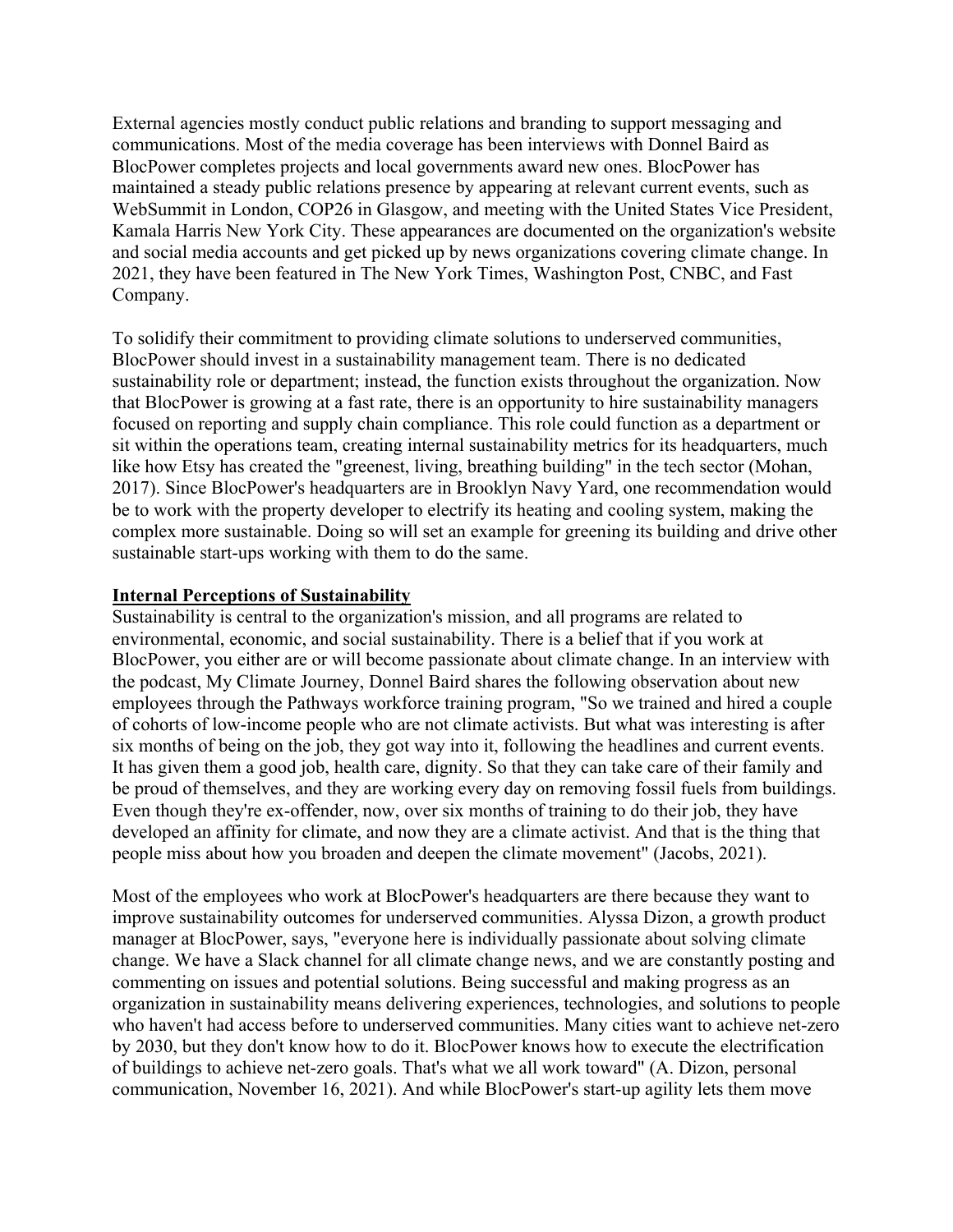External agencies mostly conduct public relations and branding to support messaging and communications. Most of the media coverage has been interviews with Donnel Baird as BlocPower completes projects and local governments award new ones. BlocPower has maintained a steady public relations presence by appearing at relevant current events, such as WebSummit in London, COP26 in Glasgow, and meeting with the United States Vice President, Kamala Harris New York City. These appearances are documented on the organization's website and social media accounts and get picked up by news organizations covering climate change. In 2021, they have been featured in The New York Times, Washington Post, CNBC, and Fast Company.

To solidify their commitment to providing climate solutions to underserved communities, BlocPower should invest in a sustainability management team. There is no dedicated sustainability role or department; instead, the function exists throughout the organization. Now that BlocPower is growing at a fast rate, there is an opportunity to hire sustainability managers focused on reporting and supply chain compliance. This role could function as a department or sit within the operations team, creating internal sustainability metrics for its headquarters, much like how Etsy has created the "greenest, living, breathing building" in the tech sector (Mohan, 2017). Since BlocPower's headquarters are in Brooklyn Navy Yard, one recommendation would be to work with the property developer to electrify its heating and cooling system, making the complex more sustainable. Doing so will set an example for greening its building and drive other sustainable start-ups working with them to do the same.

## Internal Perceptions of Sustainability

Sustainability is central to the organization's mission, and all programs are related to environmental, economic, and social sustainability. There is a belief that if you work at BlocPower, you either are or will become passionate about climate change. In an interview with the podcast, My Climate Journey, Donnel Baird shares the following observation about new employees through the Pathways workforce training program, "So we trained and hired a couple of cohorts of low-income people who are not climate activists. But what was interesting is after six months of being on the job, they got way into it, following the headlines and current events. It has given them a good job, health care, dignity. So that they can take care of their family and be proud of themselves, and they are working every day on removing fossil fuels from buildings. Even though they're ex-offender, now, over six months of training to do their job, they have developed an affinity for climate, and now they are a climate activist. And that is the thing that people miss about how you broaden and deepen the climate movement" (Jacobs, 2021).

Most of the employees who work at BlocPower's headquarters are there because they want to improve sustainability outcomes for underserved communities. Alyssa Dizon, a growth product manager at BlocPower, says, "everyone here is individually passionate about solving climate change. We have a Slack channel for all climate change news, and we are constantly posting and commenting on issues and potential solutions. Being successful and making progress as an organization in sustainability means delivering experiences, technologies, and solutions to people who haven't had access before to underserved communities. Many cities want to achieve net-zero by 2030, but they don't know how to do it. BlocPower knows how to execute the electrification of buildings to achieve net-zero goals. That's what we all work toward" (A. Dizon, personal communication, November 16, 2021). And while BlocPower's start-up agility lets them move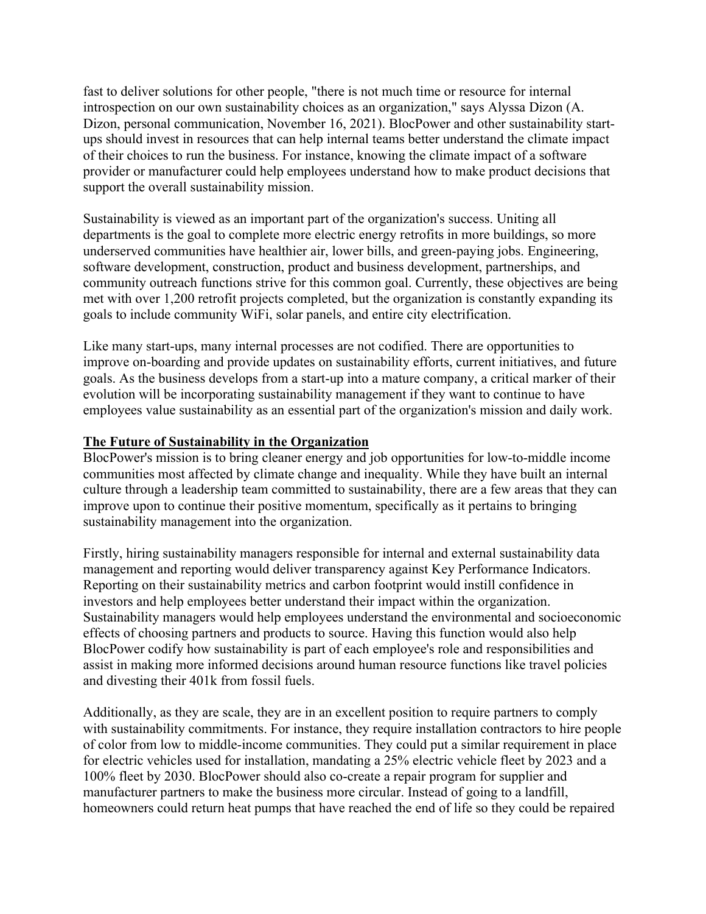fast to deliver solutions for other people, "there is not much time or resource for internal introspection on our own sustainability choices as an organization," says Alyssa Dizon (A. Dizon, personal communication, November 16, 2021). BlocPower and other sustainability start-ups should invest in resources that can help internal teams better understand the climate impact of their choices to run the business. For instance, knowing the climate impact of a software provider or manufacturer could help employees understand how to make product decisions that support the overall sustainability mission.

Sustainability is viewed as an important part of the organization's success. Uniting all departments is the goal to complete more electric energy retrofits in more buildings, so more underserved communities have healthier air, lower bills, and green-paying jobs. Engineering, software development, construction, product and business development, partnerships, and community outreach functions strive for this common goal. Currently, these objectives are being met with over 1,200 retrofit projects completed, but the organization is constantly expanding its goals to include community WiFi, solar panels, and entire city electrification.

Like many start-ups, many internal processes are not codified. There are opportunities to improve on-boarding and provide updates on sustainability efforts, current initiatives, and future goals. As the business develops from a start-up into a mature company, a critical marker of their evolution will be incorporating sustainability management if they want to continue to have employees value sustainability as an essential part of the organization's mission and daily work.

## The Future of Sustainability in the Organization

BlocPower's mission is to bring cleaner energy and job opportunities for low-to-middle income communities most affected by climate change and inequality. While they have built an internal culture through a leadership team committed to sustainability, there are a few areas that they can improve upon to continue their positive momentum, specifically as it pertains to bringing sustainability management into the organization.

Firstly, hiring sustainability managers responsible for internal and external sustainability data management and reporting would deliver transparency against Key Performance Indicators. Reporting on their sustainability metrics and carbon footprint would instill confidence in investors and help employees better understand their impact within the organization. Sustainability managers would help employees understand the environmental and socioeconomic effects of choosing partners and products to source. Having this function would also help BlocPower codify how sustainability is part of each employee's role and responsibilities and assist in making more informed decisions around human resource functions like travel policies and divesting their 401k from fossil fuels.

Additionally, as they are scale, they are in an excellent position to require partners to comply with sustainability commitments. For instance, they require installation contractors to hire people of color from low to middle-income communities. They could put a similar requirement in place for electric vehicles used for installation, mandating a 25% electric vehicle fleet by 2023 and a 100% fleet by 2030. BlocPower should also co-create a repair program for supplier and manufacturer partners to make the business more circular. Instead of going to a landfill, homeowners could return heat pumps that have reached the end of life so they could be repaired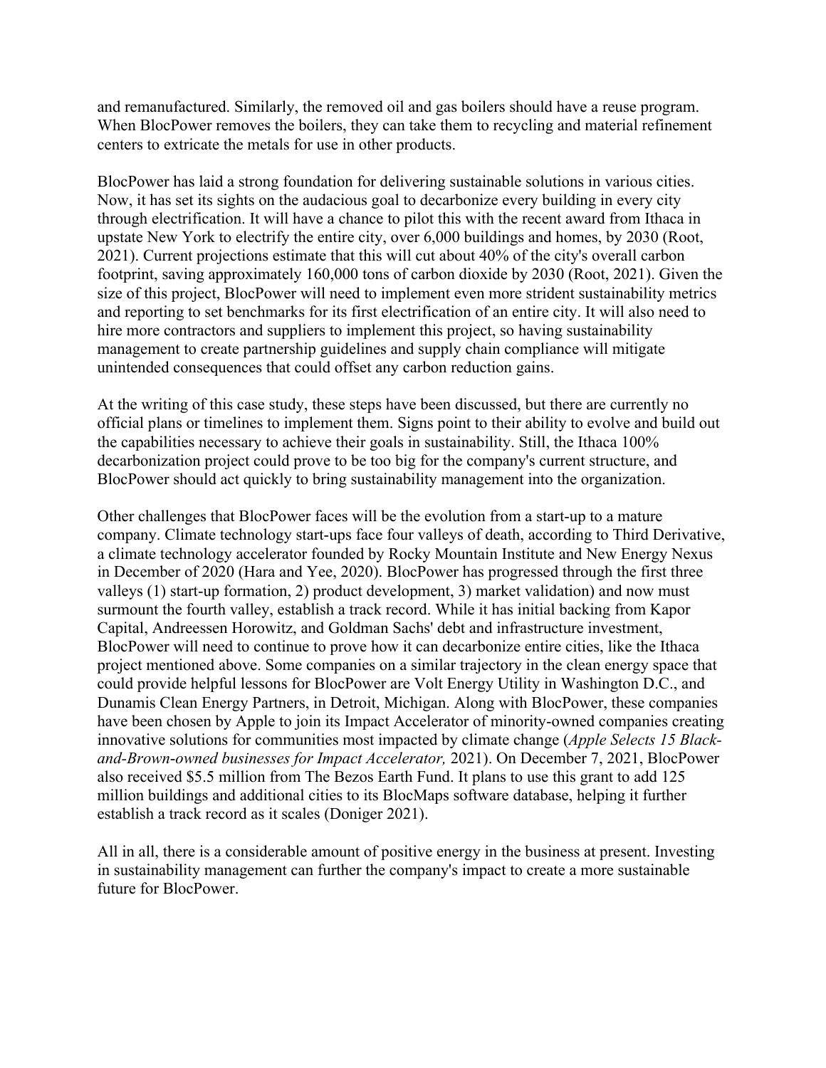and remanufactured. Similarly, the removed oil and gas boilers should have a reuse program. When BlocPower removes the boilers, they can take them to recycling and material refinement centers to extricate the metals for use in other products.

BlocPower has laid a strong foundation for delivering sustainable solutions in various cities. Now, it has set its sights on the audacious goal to decarbonize every building in every city through electrification. It will have a chance to pilot this with the recent award from Ithaca in upstate New York to electrify the entire city, over 6,000 buildings and homes, by 2030 (Root, 2021). Current projections estimate that this will cut about 40% of the city's overall carbon footprint, saving approximately 160,000 tons of carbon dioxide by 2030 (Root, 2021). Given the size of this project, BlocPower will need to implement even more strident sustainability metrics and reporting to set benchmarks for its first electrification of an entire city. It will also need to hire more contractors and suppliers to implement this project, so having sustainability management to create partnership guidelines and supply chain compliance will mitigate unintended consequences that could offset any carbon reduction gains.

At the writing of this case study, these steps have been discussed, but there are currently no official plans or timelines to implement them. Signs point to their ability to evolve and build out the capabilities necessary to achieve their goals in sustainability. Still, the Ithaca 100% decarbonization project could prove to be too big for the company's current structure, and BlocPower should act quickly to bring sustainability management into the organization.

Other challenges that BlocPower faces will be the evolution from a start-up to a mature company. Climate technology start-ups face four valleys of death, according to Third Derivative, a climate technology accelerator founded by Rocky Mountain Institute and New Energy Nexus in December of 2020 (Hara and Yee, 2020). BlocPower has progressed through the first three valleys (1) start-up formation, 2) product development, 3) market validation) and now must surmount the fourth valley, establish a track record. While it has initial backing from Kapor Capital, Andreessen Horowitz, and Goldman Sachs' debt and infrastructure investment, BlocPower will need to continue to prove how it can decarbonize entire cities, like the Ithaca project mentioned above. Some companies on a similar trajectory in the clean energy space that could provide helpful lessons for BlocPower are Volt Energy Utility in Washington D.C., and Dunamis Clean Energy Partners, in Detroit, Michigan. Along with BlocPower, these companies have been chosen by Apple to join its Impact Accelerator of minority-owned companies creating innovative solutions for communities most impacted by climate change (*Apple Selects 15 Black-and-Brown-owned businesses for Impact Accelerator,* 2021). On December 7, 2021, BlocPower also received $5.5 million from The Bezos Earth Fund. It plans to use this grant to add 125 million buildings and additional cities to its BlocMaps software database, helping it further establish a track record as it scales (Doniger 2021).

All in all, there is a considerable amount of positive energy in the business at present. Investing in sustainability management can further the company's impact to create a more sustainable future for BlocPower.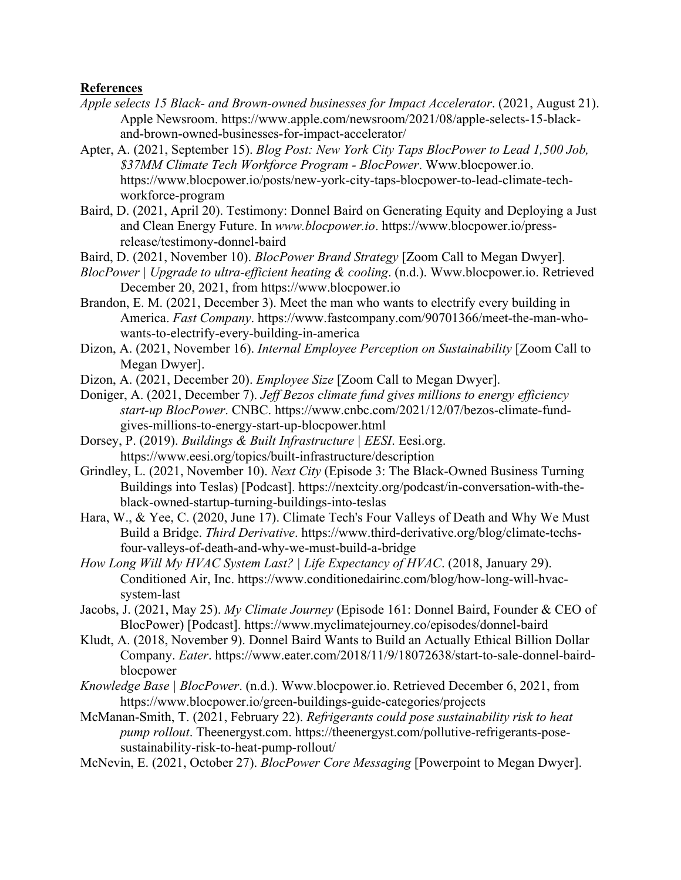**References**

*Apple selects 15 Black- and Brown-owned businesses for Impact Accelerator*. (2021, August 21). Apple Newsroom. https://www.apple.com/newsroom/2021/08/apple-selects-15-black-and-brown-owned-businesses-for-impact-accelerator/

Apter, A. (2021, September 15). *Blog Post: New York City Taps BlocPower to Lead 1,500 Job, $37MM Climate Tech Workforce Program - BlocPower*. Www.blocpower.io. https://www.blocpower.io/posts/new-york-city-taps-blocpower-to-lead-climate-tech-workforce-program

Baird, D. (2021, April 20). Testimony: Donnel Baird on Generating Equity and Deploying a Just and Clean Energy Future. In *www.blocpower.io*. https://www.blocpower.io/press-release/testimony-donnel-baird

Baird, D. (2021, November 10). *BlocPower Brand Strategy* [Zoom Call to Megan Dwyer].

*BlocPower | Upgrade to ultra-efficient heating & cooling*. (n.d.). Www.blocpower.io. Retrieved December 20, 2021, from https://www.blocpower.io

Brandon, E. M. (2021, December 3). Meet the man who wants to electrify every building in America. *Fast Company*. https://www.fastcompany.com/90701366/meet-the-man-who-wants-to-electrify-every-building-in-america

Dizon, A. (2021, November 16). *Internal Employee Perception on Sustainability* [Zoom Call to Megan Dwyer].

Dizon, A. (2021, December 20). *Employee Size* [Zoom Call to Megan Dwyer].

Doniger, A. (2021, December 7). *Jeff Bezos climate fund gives millions to energy efficiency start-up BlocPower*. CNBC. https://www.cnbc.com/2021/12/07/bezos-climate-fund-gives-millions-to-energy-start-up-blocpower.html

Dorsey, P. (2019). *Buildings & Built Infrastructure | EESI*. Eesi.org. https://www.eesi.org/topics/built-infrastructure/description

Grindley, L. (2021, November 10). *Next City* (Episode 3: The Black-Owned Business Turning Buildings into Teslas) [Podcast]. https://nextcity.org/podcast/in-conversation-with-the-black-owned-startup-turning-buildings-into-teslas

Hara, W., & Yee, C. (2020, June 17). Climate Tech's Four Valleys of Death and Why We Must Build a Bridge. *Third Derivative*. https://www.third-derivative.org/blog/climate-techs-four-valleys-of-death-and-why-we-must-build-a-bridge

*How Long Will My HVAC System Last? | Life Expectancy of HVAC*. (2018, January 29). Conditioned Air, Inc. https://www.conditionedairinc.com/blog/how-long-will-hvac-system-last

Jacobs, J. (2021, May 25). *My Climate Journey* (Episode 161: Donnel Baird, Founder & CEO of BlocPower) [Podcast]. https://www.myclimatejourney.co/episodes/donnel-baird

Kludt, A. (2018, November 9). Donnel Baird Wants to Build an Actually Ethical Billion Dollar Company. *Eater*. https://www.eater.com/2018/11/9/18072638/start-to-sale-donnel-baird-blocpower

*Knowledge Base | BlocPower*. (n.d.). Www.blocpower.io. Retrieved December 6, 2021, from https://www.blocpower.io/green-buildings-guide-categories/projects

McManan-Smith, T. (2021, February 22). *Refrigerants could pose sustainability risk to heat pump rollout*. Theenergyst.com. https://theenergyst.com/pollutive-refrigerants-pose-sustainability-risk-to-heat-pump-rollout/

McNevin, E. (2021, October 27). *BlocPower Core Messaging* [Powerpoint to Megan Dwyer].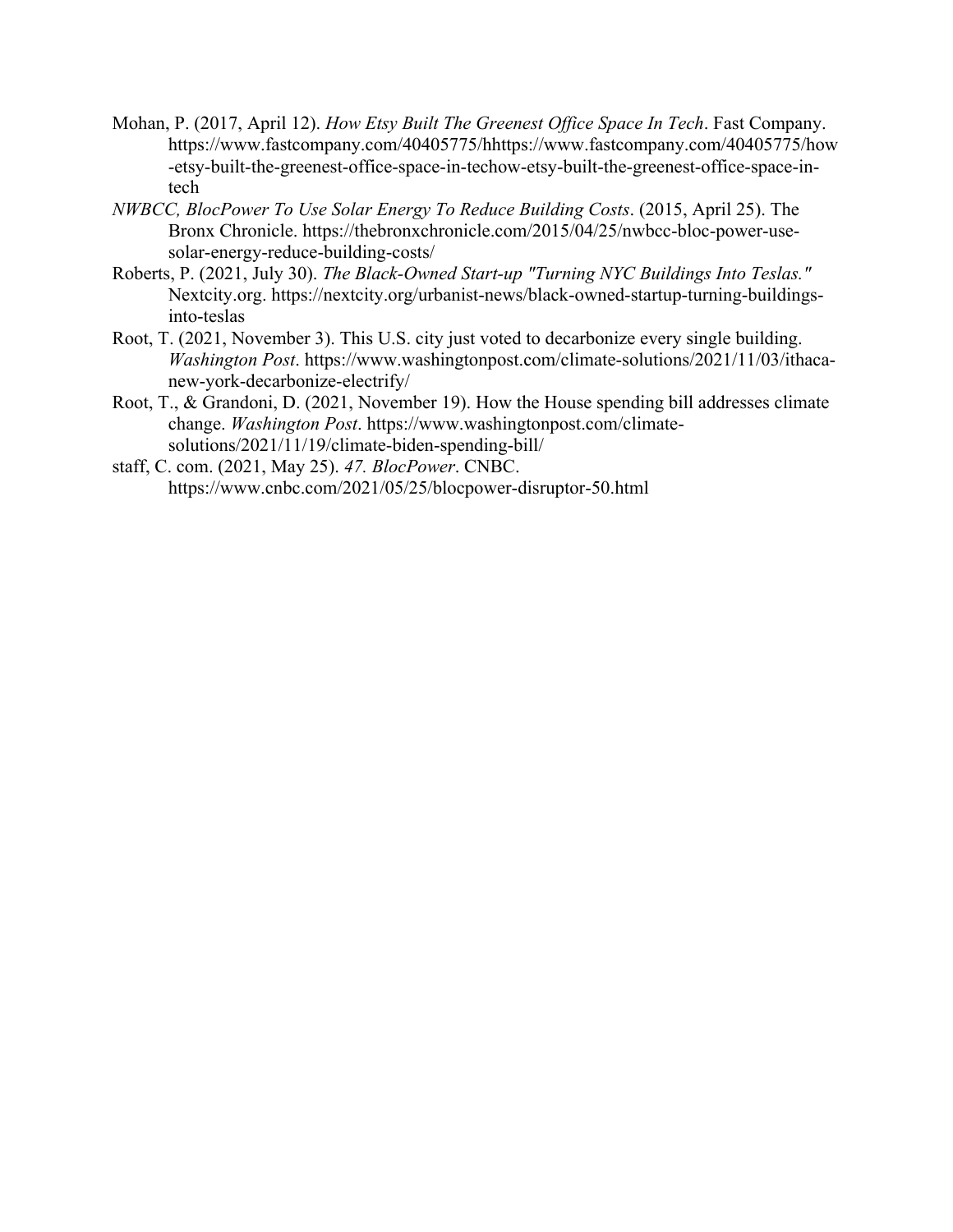Mohan, P. (2017, April 12). *How Etsy Built The Greenest Office Space In Tech*. Fast Company. https://www.fastcompany.com/40405775/hhttps://www.fastcompany.com/40405775/how-etsy-built-the-greenest-office-space-in-techow-etsy-built-the-greenest-office-space-in-tech

*NWBCC, BlocPower To Use Solar Energy To Reduce Building Costs*. (2015, April 25). The Bronx Chronicle. https://thebronxchronicle.com/2015/04/25/nwbcc-bloc-power-use-solar-energy-reduce-building-costs/

Roberts, P. (2021, July 30). *The Black-Owned Start-up "Turning NYC Buildings Into Teslas."* Nextcity.org. https://nextcity.org/urbanist-news/black-owned-startup-turning-buildings-into-teslas

Root, T. (2021, November 3). This U.S. city just voted to decarbonize every single building. *Washington Post*. https://www.washingtonpost.com/climate-solutions/2021/11/03/ithaca-new-york-decarbonize-electrify/

Root, T., & Grandoni, D. (2021, November 19). How the House spending bill addresses climate change. *Washington Post*. https://www.washingtonpost.com/climate-solutions/2021/11/19/climate-biden-spending-bill/

staff, C. com. (2021, May 25). *47. BlocPower*. CNBC. https://www.cnbc.com/2021/05/25/blocpower-disruptor-50.html